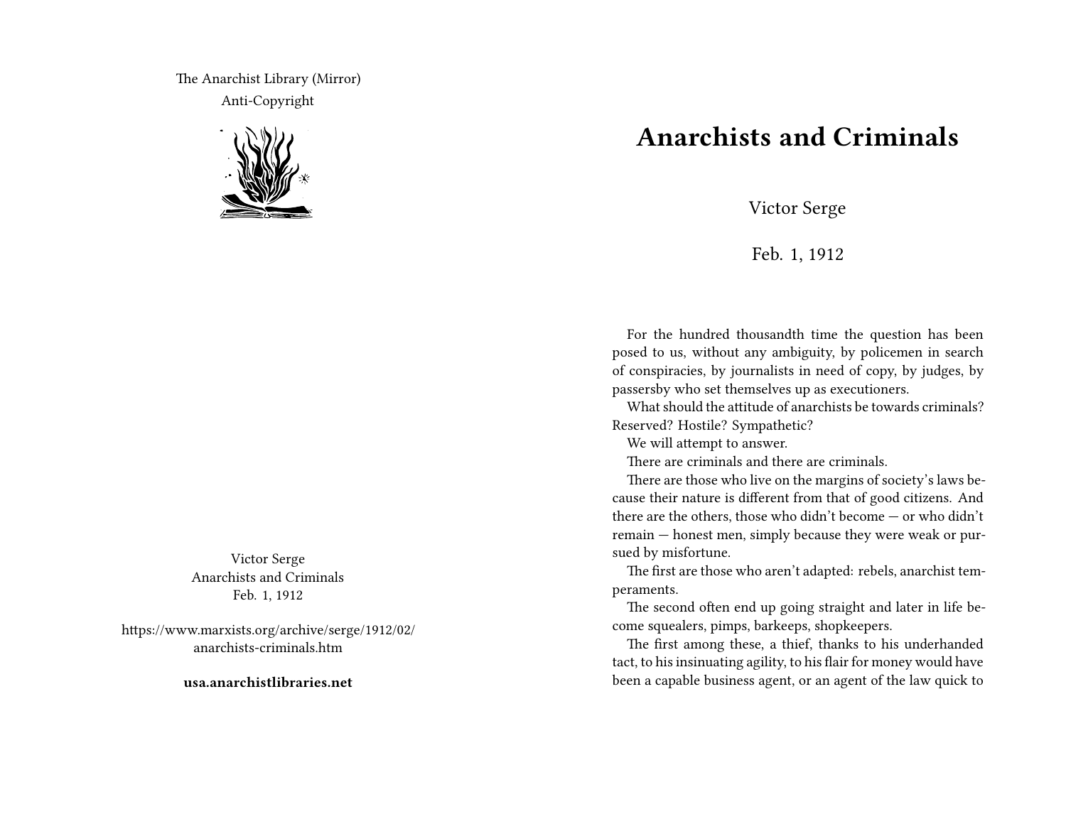The Anarchist Library (Mirror)
Anti-Copyright

Victor Serge
Anarchists and Criminals
Feb. 1, 1912

https://www.marxists.org/archive/serge/1912/02/anarchists-criminals.htm

**usa.anarchistlibraries.net**

# Anarchists and Criminals

Victor Serge

Feb. 1, 1912

For the hundred thousandth time the question has been posed to us, without any ambiguity, by policemen in search of conspiracies, by journalists in need of copy, by judges, by passersby who set themselves up as executioners.

What should the attitude of anarchists be towards criminals? Reserved? Hostile? Sympathetic?

We will attempt to answer.

There are criminals and there are criminals.

There are those who live on the margins of society's laws because their nature is different from that of good citizens. And there are the others, those who didn't become — or who didn't remain — honest men, simply because they were weak or pursued by misfortune.

The first are those who aren't adapted: rebels, anarchist temperaments.

The second often end up going straight and later in life become squealers, pimps, barkeeps, shopkeepers.

The first among these, a thief, thanks to his underhanded tact, to his insinuating agility, to his flair for money would have been a capable business agent, or an agent of the law quick to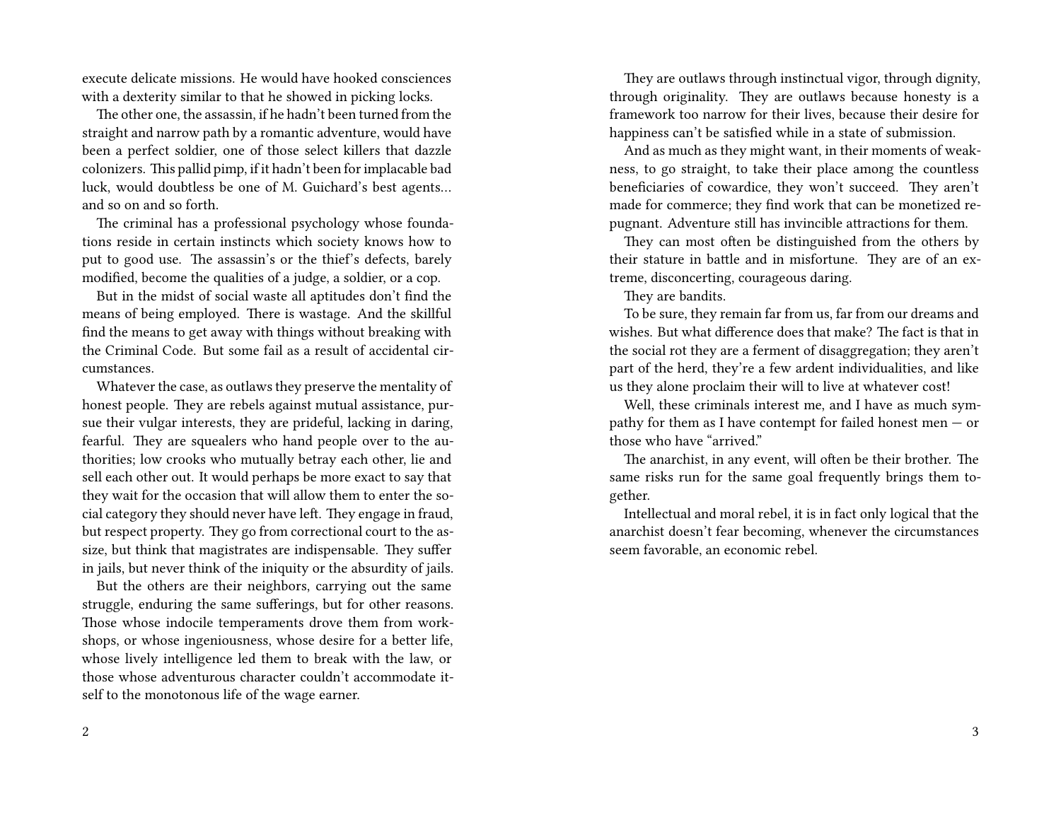execute delicate missions. He would have hooked consciences with a dexterity similar to that he showed in picking locks.

The other one, the assassin, if he hadn't been turned from the straight and narrow path by a romantic adventure, would have been a perfect soldier, one of those select killers that dazzle colonizers. This pallid pimp, if it hadn't been for implacable bad luck, would doubtless be one of M. Guichard's best agents… and so on and so forth.

The criminal has a professional psychology whose foundations reside in certain instincts which society knows how to put to good use. The assassin's or the thief's defects, barely modified, become the qualities of a judge, a soldier, or a cop.

But in the midst of social waste all aptitudes don't find the means of being employed. There is wastage. And the skillful find the means to get away with things without breaking with the Criminal Code. But some fail as a result of accidental circumstances.

Whatever the case, as outlaws they preserve the mentality of honest people. They are rebels against mutual assistance, pursue their vulgar interests, they are prideful, lacking in daring, fearful. They are squealers who hand people over to the authorities; low crooks who mutually betray each other, lie and sell each other out. It would perhaps be more exact to say that they wait for the occasion that will allow them to enter the social category they should never have left. They engage in fraud, but respect property. They go from correctional court to the assize, but think that magistrates are indispensable. They suffer in jails, but never think of the iniquity or the absurdity of jails.

But the others are their neighbors, carrying out the same struggle, enduring the same sufferings, but for other reasons. Those whose indocile temperaments drove them from workshops, or whose ingeniousness, whose desire for a better life, whose lively intelligence led them to break with the law, or those whose adventurous character couldn't accommodate itself to the monotonous life of the wage earner.

They are outlaws through instinctual vigor, through dignity, through originality. They are outlaws because honesty is a framework too narrow for their lives, because their desire for happiness can't be satisfied while in a state of submission.

And as much as they might want, in their moments of weakness, to go straight, to take their place among the countless beneficiaries of cowardice, they won't succeed. They aren't made for commerce; they find work that can be monetized repugnant. Adventure still has invincible attractions for them.

They can most often be distinguished from the others by their stature in battle and in misfortune. They are of an extreme, disconcerting, courageous daring.

They are bandits.

To be sure, they remain far from us, far from our dreams and wishes. But what difference does that make? The fact is that in the social rot they are a ferment of disaggregation; they aren't part of the herd, they're a few ardent individualities, and like us they alone proclaim their will to live at whatever cost!

Well, these criminals interest me, and I have as much sympathy for them as I have contempt for failed honest men — or those who have "arrived."

The anarchist, in any event, will often be their brother. The same risks run for the same goal frequently brings them together.

Intellectual and moral rebel, it is in fact only logical that the anarchist doesn't fear becoming, whenever the circumstances seem favorable, an economic rebel.